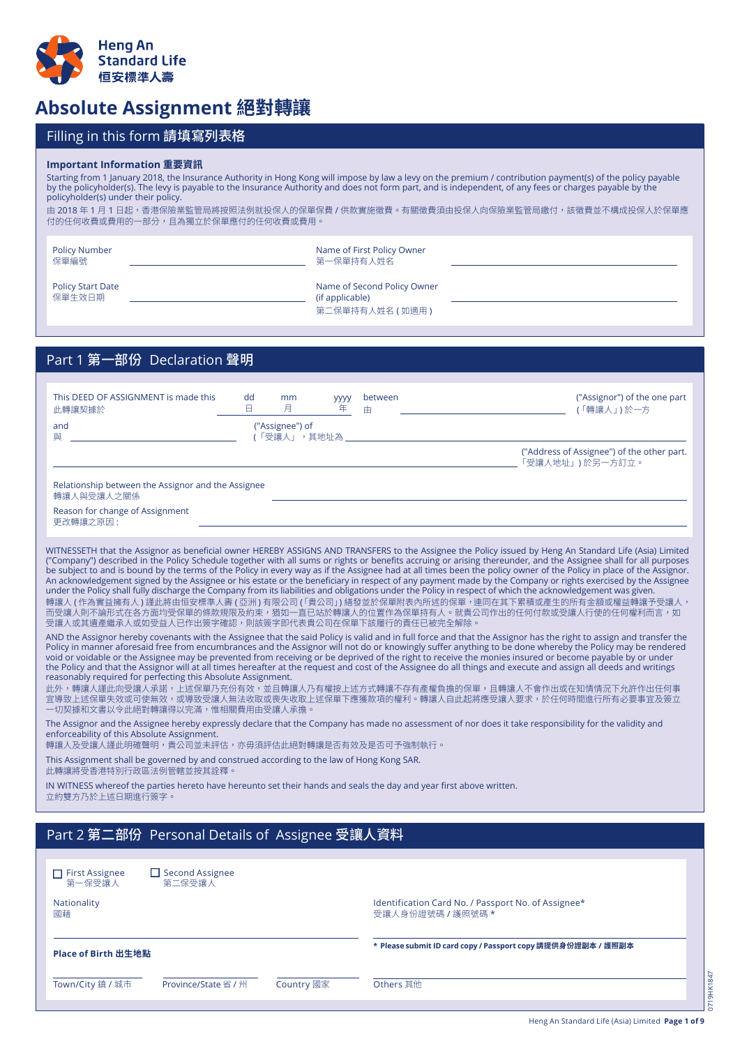Heng An Standard Life 恒安標準人壽

# Absolute Assignment 絕對轉讓

## Filling in this form 請填寫列表格

**Important Information 重要資訊**

Starting from 1 January 2018, the Insurance Authority in Hong Kong will impose by law a levy on the premium / contribution payment(s) of the policy payable by the policyholder(s). The levy is payable to the Insurance Authority and does not form part, and is independent, of any fees or charges payable by the policyholder(s) under their policy.

由 2018 年 1 月 1 日起，香港保險業監管局將按照法例就投保人的保單保費 / 供款實施徵費。有關徵費須由投保人向保險業監管局繳付，該徵費並不構成投保人於保單應付的任何收費或費用的一部分，且為獨立於保單應付的任何收費或費用。

Policy Number 保單編號 ______________________

Name of First Policy Owner 第一保單持有人姓名 ______________________

Policy Start Date 保單生效日期 ______________________

Name of Second Policy Owner (if applicable) 第二保單持有人姓名 ( 如適用 ) ______________________

## Part 1 第一部份 Declaration 聲明

This DEED OF ASSIGNMENT is made this 此轉讓契據於 ____ dd 日 ____ mm 月 ____ yyyy 年 between 由 ______________________ ("Assignor") of the one part (「轉讓人」) 於一方

and 與 ______________________ ("Assignee") of (「受讓人」，其地址為 ______________________

______________________ ("Address of Assignee") of the other part. 「受讓人地址」) 於另一方訂立。

Relationship between the Assignor and the Assignee 轉讓人與受讓人之關係 ______________________

Reason for change of Assignment 更改轉讓之原因 : ______________________

WITNESSETH that the Assignor as beneficial owner HEREBY ASSIGNS AND TRANSFERS to the Assignee the Policy issued by Heng An Standard Life (Asia) Limited ("Company") described in the Policy Schedule together with all sums or rights or benefits accruing or arising thereunder, and the Assignee shall for all purposes be subject to and is bound by the terms of the Policy in every way as if the Assignee had at all times been the policy owner of the Policy in place of the Assignor. An acknowledgement signed by the Assignee or his estate or the beneficiary in respect of any payment made by the Company or rights exercised by the Assignee under the Policy shall fully discharge the Company from its liabilities and obligations under the Policy in respect of which the acknowledgement was given.

轉讓人 ( 作為實益擁有人 ) 謹此將由恒安標準人壽 ( 亞洲 ) 有限公司 (「貴公司」) 繕發並於保單附表內所述的保單，連同在其下累積或產生的所有金額或權益轉讓予受讓人，而受讓人則不論形式在各方面均受保單的條款規限及約束，猶如一直已站於轉讓人的位置作為保單持有人。就貴公司作出的任何付款或受讓人行使的任何權利而言，如受讓人或其遺產繼承人或如受益人已作出簽字確認，則該簽字即代表貴公司在保單下該履行的責任已被完全解除。

AND the Assignor hereby covenants with the Assignee that the said Policy is valid and in full force and that the Assignor has the right to assign and transfer the Policy in manner aforesaid free from encumbrances and the Assignor will not do or knowingly suffer anything to be done whereby the Policy may be rendered void or voidable or the Assignee may be prevented from receiving or be deprived of the right to receive the monies insured or become payable by or under the Policy and that the Assignor will at all times hereafter at the request and cost of the Assignee do all things and execute and assign all deeds and writings reasonably required for perfecting this Absolute Assignment.

此外，轉讓人謹此向受讓人承諾，上述保單乃充份有效，並且轉讓人乃有權按上述方式轉讓不存有產權負擔的保單，且轉讓人不會作出或在知情情況下允許作出任何事宜導致上述保單失效或可使無效，或導致受讓人無法收取或喪失收取上述保單下應獲款項的權利。轉讓人自此起將應受讓人要求，於任何時間進行所有必要事宜及簽立一切契據和文書以令此絕對轉讓得以完滿，惟相關費用由受讓人承擔。

The Assignor and the Assignee hereby expressly declare that the Company has made no assessment of nor does it take responsibility for the validity and enforceability of this Absolute Assignment.

轉讓人及受讓人謹此明確聲明，貴公司並未評估，亦毋須評估此絕對轉讓是否有效及是否可予強制執行。

This Assignment shall be governed by and construed according to the law of Hong Kong SAR.

此轉讓將受香港特別行政區法例管轄並按其詮釋。

IN WITNESS whereof the parties hereto have hereunto set their hands and seals the day and year first above written.

立約雙方乃於上述日期進行簽字。

## Part 2 第二部份 Personal Details of Assignee 受讓人資料

☐ First Assignee 第一受讓人 ☐ Second Assignee 第二受讓人

Nationality 國籍 ______________________

Identification Card No. / Passport No. of Assignee* 受讓人身份證號碼 / 護照號碼 * ______________________

**Place of Birth 出生地點**

**\* Please submit ID card copy / Passport copy 請提供身份證副本 / 護照副本**

Town/City 鎮 / 城市 ____ Province/State 省 / 州 ____ Country 國家 ____ Others 其他 ____